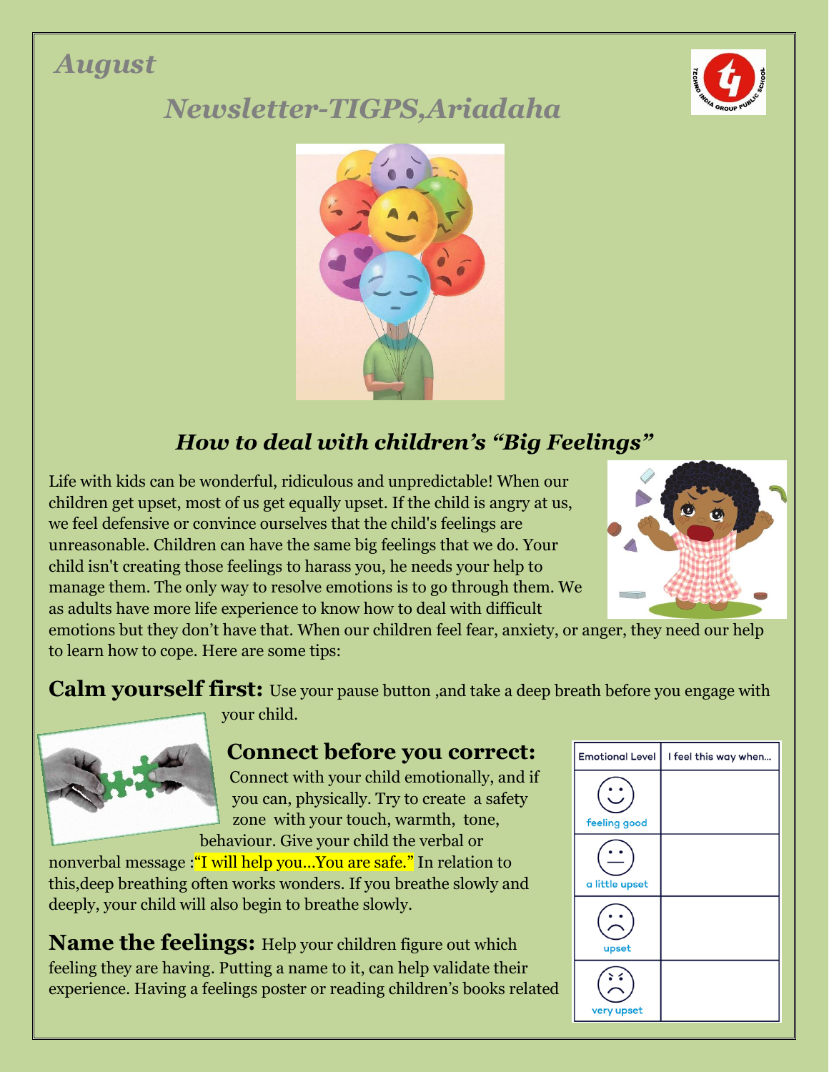# August

## Newsletter-TIGPS,Ariadaha

### *How to deal with children's "Big Feelings"*

Life with kids can be wonderful, ridiculous and unpredictable! When our children get upset, most of us get equally upset. If the child is angry at us, we feel defensive or convince ourselves that the child's feelings are unreasonable. Children can have the same big feelings that we do. Your child isn't creating those feelings to harass you, he needs your help to manage them. The only way to resolve emotions is to go through them. We as adults have more life experience to know how to deal with difficult emotions but they don't have that. When our children feel fear, anxiety, or anger, they need our help to learn how to cope. Here are some tips:

**Calm yourself first:** Use your pause button ,and take a deep breath before you engage with your child.

**Connect before you correct:** Connect with your child emotionally, and if you can, physically. Try to create a safety zone with your touch, warmth, tone, behaviour. Give your child the verbal or nonverbal message :"I will help you...You are safe." In relation to this,deep breathing often works wonders. If you breathe slowly and deeply, your child will also begin to breathe slowly.

**Name the feelings:** Help your children figure out which feeling they are having. Putting a name to it, can help validate their experience. Having a feelings poster or reading children's books related

| Emotional Level | I feel this way when... |
|---|---|
| feeling good | |
| a little upset | |
| upset | |
| very upset | |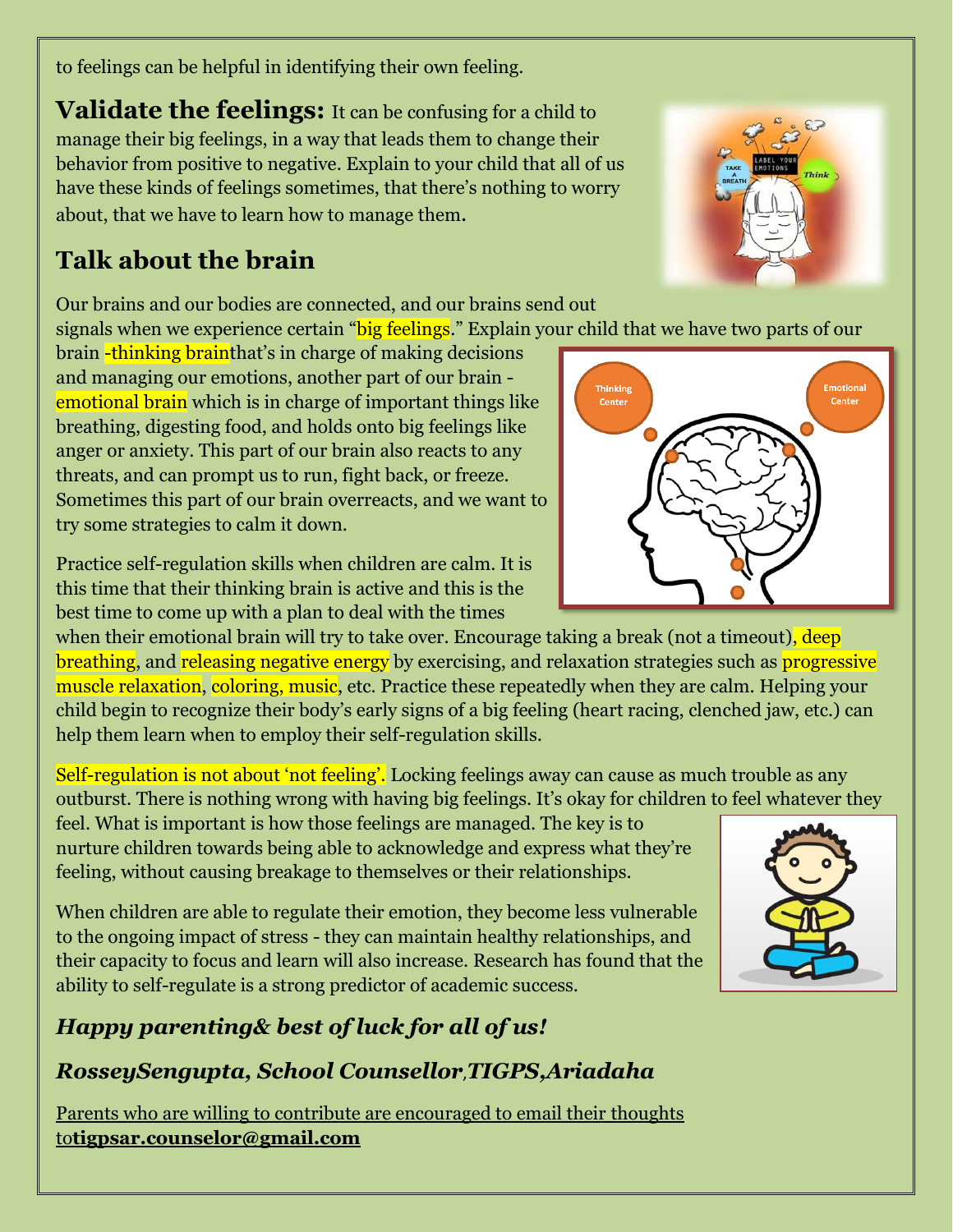to feelings can be helpful in identifying their own feeling.

**Validate the feelings:** It can be confusing for a child to manage their big feelings, in a way that leads them to change their behavior from positive to negative. Explain to your child that all of us have these kinds of feelings sometimes, that there's nothing to worry about, that we have to learn how to manage them.

## Talk about the brain

Our brains and our bodies are connected, and our brains send out signals when we experience certain "big feelings." Explain your child that we have two parts of our brain -thinking brainthat's in charge of making decisions and managing our emotions, another part of our brain - emotional brain which is in charge of important things like breathing, digesting food, and holds onto big feelings like anger or anxiety. This part of our brain also reacts to any threats, and can prompt us to run, fight back, or freeze. Sometimes this part of our brain overreacts, and we want to try some strategies to calm it down.

Practice self-regulation skills when children are calm. It is this time that their thinking brain is active and this is the best time to come up with a plan to deal with the times when their emotional brain will try to take over. Encourage taking a break (not a timeout), deep breathing, and releasing negative energy by exercising, and relaxation strategies such as progressive muscle relaxation, coloring, music, etc. Practice these repeatedly when they are calm. Helping your child begin to recognize their body's early signs of a big feeling (heart racing, clenched jaw, etc.) can help them learn when to employ their self-regulation skills.

Self-regulation is not about 'not feeling'. Locking feelings away can cause as much trouble as any outburst. There is nothing wrong with having big feelings. It's okay for children to feel whatever they feel. What is important is how those feelings are managed. The key is to nurture children towards being able to acknowledge and express what they're feeling, without causing breakage to themselves or their relationships.

When children are able to regulate their emotion, they become less vulnerable to the ongoing impact of stress - they can maintain healthy relationships, and their capacity to focus and learn will also increase. Research has found that the ability to self-regulate is a strong predictor of academic success.

### *Happy parenting& best of luck for all of us!*

### *RosseySengupta, School Counsellor,TIGPS,Ariadaha*

Parents who are willing to contribute are encouraged to email their thoughts to**tigpsar.counselor@gmail.com**